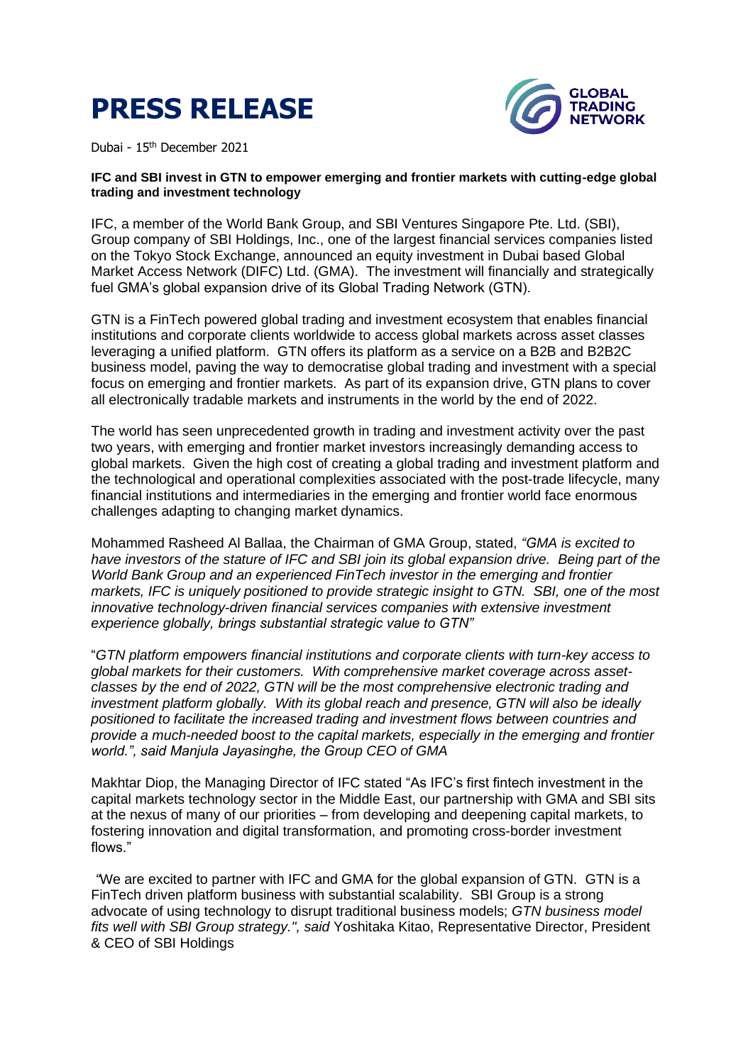# PRESS RELEASE

Dubai - 15th December 2021

**IFC and SBI invest in GTN to empower emerging and frontier markets with cutting-edge global trading and investment technology**

IFC, a member of the World Bank Group, and SBI Ventures Singapore Pte. Ltd. (SBI), Group company of SBI Holdings, Inc., one of the largest financial services companies listed on the Tokyo Stock Exchange, announced an equity investment in Dubai based Global Market Access Network (DIFC) Ltd. (GMA). The investment will financially and strategically fuel GMA's global expansion drive of its Global Trading Network (GTN).

GTN is a FinTech powered global trading and investment ecosystem that enables financial institutions and corporate clients worldwide to access global markets across asset classes leveraging a unified platform. GTN offers its platform as a service on a B2B and B2B2C business model, paving the way to democratise global trading and investment with a special focus on emerging and frontier markets. As part of its expansion drive, GTN plans to cover all electronically tradable markets and instruments in the world by the end of 2022.

The world has seen unprecedented growth in trading and investment activity over the past two years, with emerging and frontier market investors increasingly demanding access to global markets. Given the high cost of creating a global trading and investment platform and the technological and operational complexities associated with the post-trade lifecycle, many financial institutions and intermediaries in the emerging and frontier world face enormous challenges adapting to changing market dynamics.

Mohammed Rasheed Al Ballaa, the Chairman of GMA Group, stated, *"GMA is excited to have investors of the stature of IFC and SBI join its global expansion drive. Being part of the World Bank Group and an experienced FinTech investor in the emerging and frontier markets, IFC is uniquely positioned to provide strategic insight to GTN. SBI, one of the most innovative technology-driven financial services companies with extensive investment experience globally, brings substantial strategic value to GTN"*

"*GTN platform empowers financial institutions and corporate clients with turn-key access to global markets for their customers. With comprehensive market coverage across asset-classes by the end of 2022, GTN will be the most comprehensive electronic trading and investment platform globally. With its global reach and presence, GTN will also be ideally positioned to facilitate the increased trading and investment flows between countries and provide a much-needed boost to the capital markets, especially in the emerging and frontier world.", said Manjula Jayasinghe, the Group CEO of GMA*

Makhtar Diop, the Managing Director of IFC stated "As IFC's first fintech investment in the capital markets technology sector in the Middle East, our partnership with GMA and SBI sits at the nexus of many of our priorities – from developing and deepening capital markets, to fostering innovation and digital transformation, and promoting cross-border investment flows."

*"*We are excited to partner with IFC and GMA for the global expansion of GTN. GTN is a FinTech driven platform business with substantial scalability. SBI Group is a strong advocate of using technology to disrupt traditional business models; *GTN business model fits well with SBI Group strategy.", said* Yoshitaka Kitao, Representative Director, President & CEO of SBI Holdings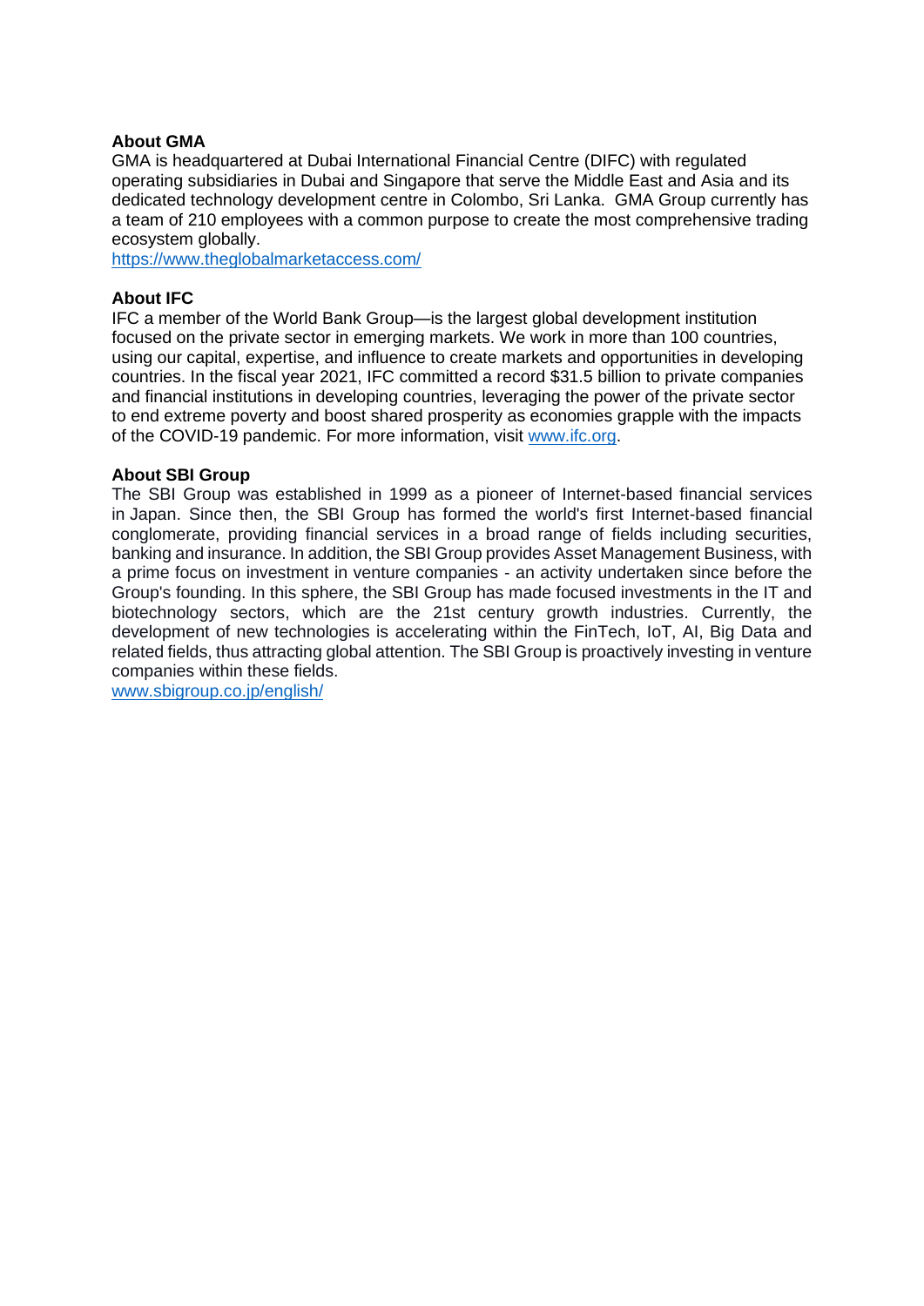**About GMA**

GMA is headquartered at Dubai International Financial Centre (DIFC) with regulated operating subsidiaries in Dubai and Singapore that serve the Middle East and Asia and its dedicated technology development centre in Colombo, Sri Lanka. GMA Group currently has a team of 210 employees with a common purpose to create the most comprehensive trading ecosystem globally.
https://www.theglobalmarketaccess.com/

**About IFC**

IFC a member of the World Bank Group—is the largest global development institution focused on the private sector in emerging markets. We work in more than 100 countries, using our capital, expertise, and influence to create markets and opportunities in developing countries. In the fiscal year 2021, IFC committed a record $31.5 billion to private companies and financial institutions in developing countries, leveraging the power of the private sector to end extreme poverty and boost shared prosperity as economies grapple with the impacts of the COVID-19 pandemic. For more information, visit www.ifc.org.

**About SBI Group**

The SBI Group was established in 1999 as a pioneer of Internet-based financial services in Japan. Since then, the SBI Group has formed the world's first Internet-based financial conglomerate, providing financial services in a broad range of fields including securities, banking and insurance. In addition, the SBI Group provides Asset Management Business, with a prime focus on investment in venture companies - an activity undertaken since before the Group's founding. In this sphere, the SBI Group has made focused investments in the IT and biotechnology sectors, which are the 21st century growth industries. Currently, the development of new technologies is accelerating within the FinTech, IoT, AI, Big Data and related fields, thus attracting global attention. The SBI Group is proactively investing in venture companies within these fields.
www.sbigroup.co.jp/english/